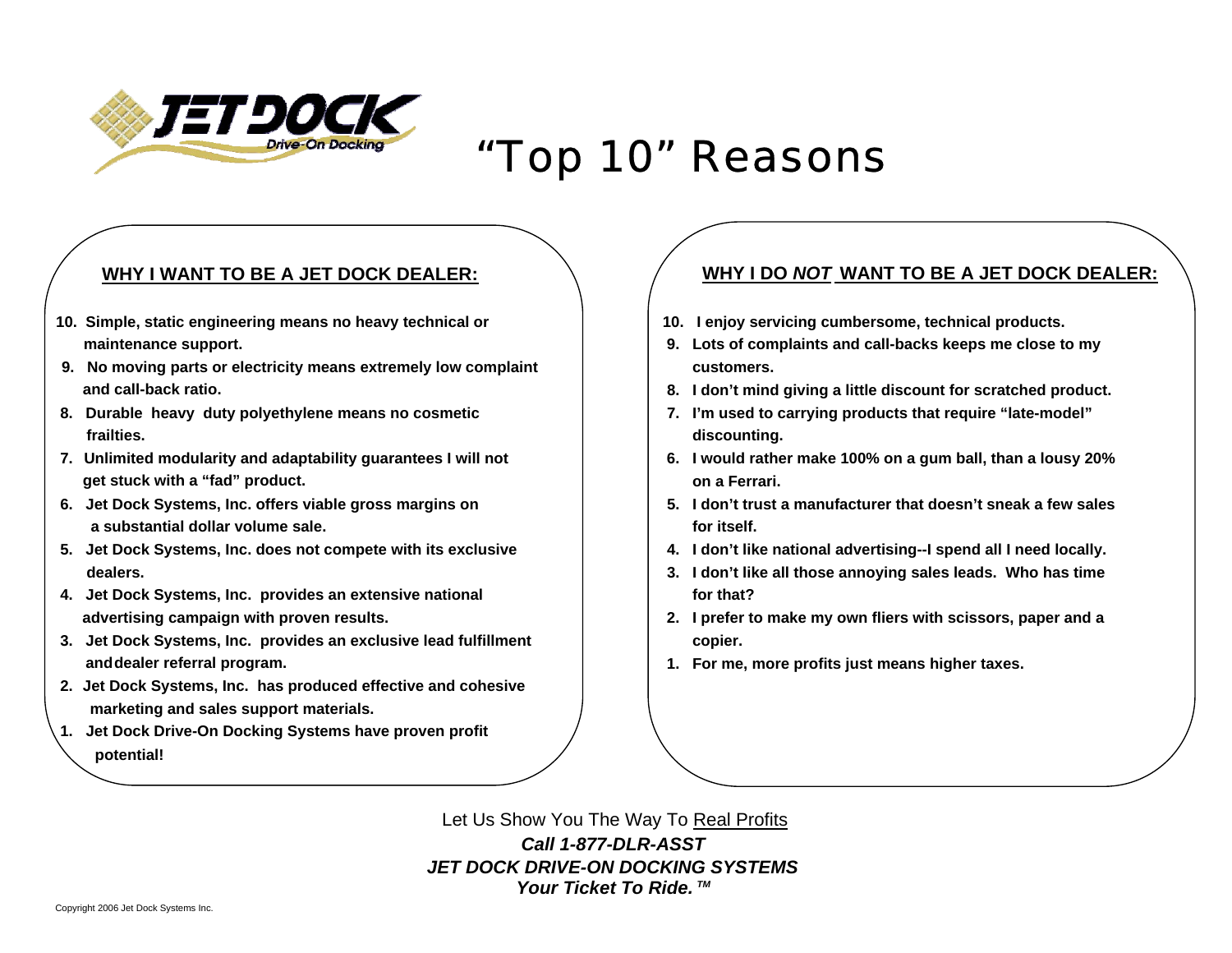JET DOCK
Drive-On Docking

# "Top 10" Reasons

## WHY I WANT TO BE A JET DOCK DEALER:

10. **Simple, static engineering means no heavy technical or maintenance support.**
9. **No moving parts or electricity means extremely low complaint and call-back ratio.**
8. **Durable heavy duty polyethylene means no cosmetic frailties.**
7. **Unlimited modularity and adaptability guarantees I will not get stuck with a "fad" product.**
6. **Jet Dock Systems, Inc. offers viable gross margins on a substantial dollar volume sale.**
5. **Jet Dock Systems, Inc. does not compete with its exclusive dealers.**
4. **Jet Dock Systems, Inc. provides an extensive national advertising campaign with proven results.**
3. **Jet Dock Systems, Inc. provides an exclusive lead fulfillment and dealer referral program.**
2. **Jet Dock Systems, Inc. has produced effective and cohesive marketing and sales support materials.**
1. **Jet Dock Drive-On Docking Systems have proven profit potential!**

## WHY I DO *NOT* WANT TO BE A JET DOCK DEALER:

10. **I enjoy servicing cumbersome, technical products.**
9. **Lots of complaints and call-backs keeps me close to my customers.**
8. **I don't mind giving a little discount for scratched product.**
7. **I'm used to carrying products that require "late-model" discounting.**
6. **I would rather make 100% on a gum ball, than a lousy 20% on a Ferrari.**
5. **I don't trust a manufacturer that doesn't sneak a few sales for itself.**
4. **I don't like national advertising--I spend all I need locally.**
3. **I don't like all those annoying sales leads. Who has time for that?**
2. **I prefer to make my own fliers with scissors, paper and a copier.**
1. **For me, more profits just means higher taxes.**

Let Us Show You The Way To Real Profits

***Call 1-877-DLR-ASST***

***JET DOCK DRIVE-ON DOCKING SYSTEMS***

***Your Ticket To Ride.*** ™

Copyright 2006 Jet Dock Systems Inc.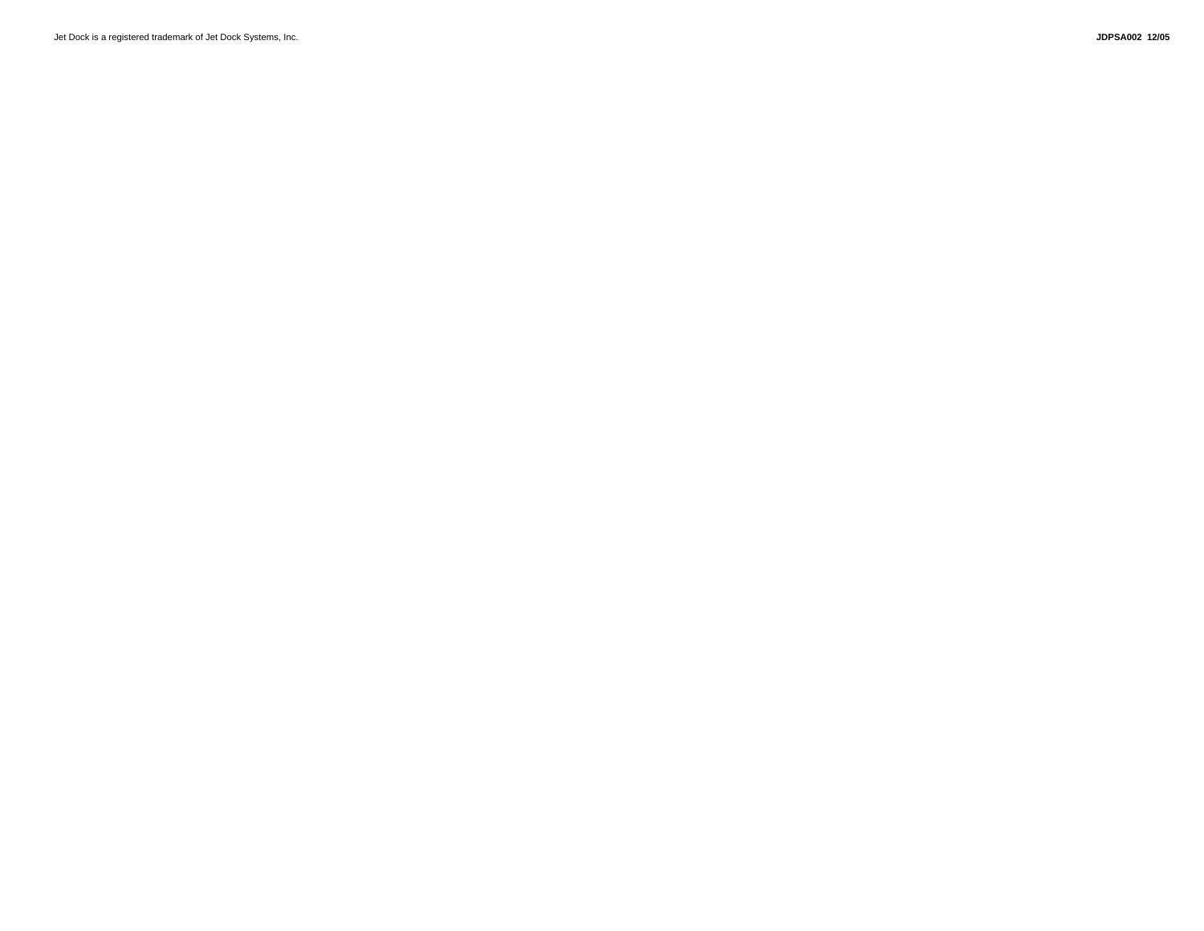Jet Dock is a registered trademark of Jet Dock Systems, Inc.

**JDPSA002 12/05**